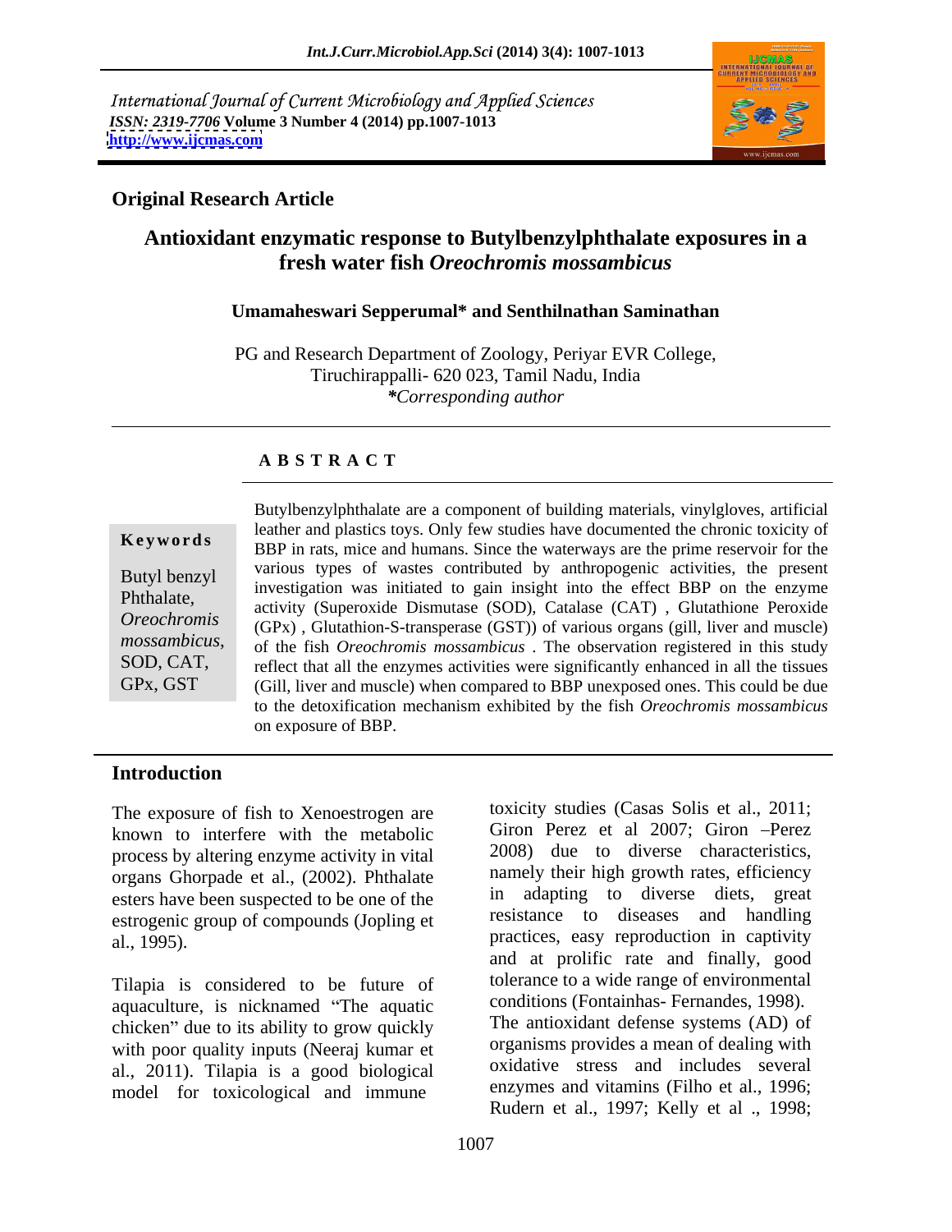International Journal of Current Microbiology and Applied Sciences
*ISSN: 2319-7706* **Volume 3 Number 4 (2014) pp.1007-1013**
**http://www.ijcmas.com**

**Original Research Article**

# Antioxidant enzymatic response to Butylbenzylphthalate exposures in a fresh water fish *Oreochromis mossambicus*

**Umamaheswari Sepperumal\* and Senthilnathan Saminathan**

PG and Research Department of Zoology, Periyar EVR College, Tiruchirappalli- 620 023, Tamil Nadu, India
*\*Corresponding author*

**A B S T R A C T**

**Keywords**

Butyl benzyl Phthalate, *Oreochromis mossambicus*, SOD, CAT, GPx, GST

Butylbenzylphthalate are a component of building materials, vinylgloves, artificial leather and plastics toys. Only few studies have documented the chronic toxicity of BBP in rats, mice and humans. Since the waterways are the prime reservoir for the various types of wastes contributed by anthropogenic activities, the present investigation was initiated to gain insight into the effect BBP on the enzyme activity (Superoxide Dismutase (SOD), Catalase (CAT) , Glutathione Peroxide (GPx) , Glutathion-S-transperase (GST)) of various organs (gill, liver and muscle) of the fish *Oreochromis mossambicus* . The observation registered in this study reflect that all the enzymes activities were significantly enhanced in all the tissues (Gill, liver and muscle) when compared to BBP unexposed ones. This could be due to the detoxification mechanism exhibited by the fish *Oreochromis mossambicus* on exposure of BBP.

## Introduction

The exposure of fish to Xenoestrogen are known to interfere with the metabolic process by altering enzyme activity in vital organs Ghorpade et al., (2002). Phthalate esters have been suspected to be one of the estrogenic group of compounds (Jopling et al., 1995).

Tilapia is considered to be future of aquaculture, is nicknamed "The aquatic chicken" due to its ability to grow quickly with poor quality inputs (Neeraj kumar et al., 2011). Tilapia is a good biological model for toxicological and immune toxicity studies (Casas Solis et al., 2011; Giron Perez et al 2007; Giron –Perez 2008) due to diverse characteristics, namely their high growth rates, efficiency in adapting to diverse diets, great resistance to diseases and handling practices, easy reproduction in captivity and at prolific rate and finally, good tolerance to a wide range of environmental conditions (Fontainhas- Fernandes, 1998). The antioxidant defense systems (AD) of organisms provides a mean of dealing with oxidative stress and includes several enzymes and vitamins (Filho et al., 1996; Rudern et al., 1997; Kelly et al ., 1998;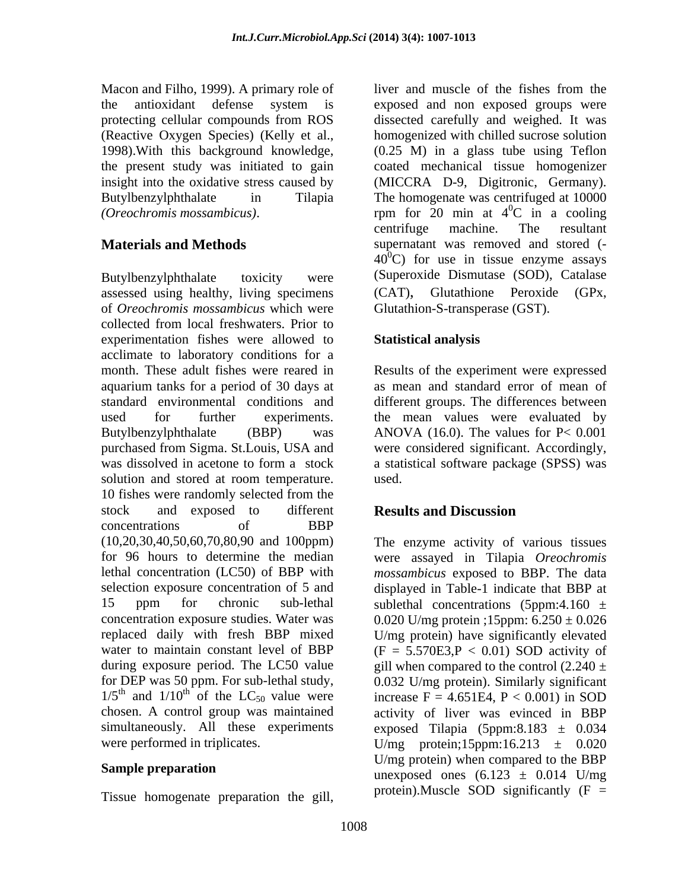Macon and Filho, 1999). A primary role of the antioxidant defense system is protecting cellular compounds from ROS (Reactive Oxygen Species) (Kelly et al., 1998).With this background knowledge, the present study was initiated to gain insight into the oxidative stress caused by Butylbenzylphthalate in Tilapia *(Oreochromis mossambicus)*.

## Materials and Methods

Butylbenzylphthalate toxicity were assessed using healthy, living specimens of *Oreochromis mossambicus* which were collected from local freshwaters. Prior to experimentation fishes were allowed to acclimate to laboratory conditions for a month. These adult fishes were reared in aquarium tanks for a period of 30 days at standard environmental conditions and used for further experiments. Butylbenzylphthalate (BBP) was purchased from Sigma. St.Louis, USA and was dissolved in acetone to form a stock solution and stored at room temperature. 10 fishes were randomly selected from the stock and exposed to different concentrations of BBP (10,20,30,40,50,60,70,80,90 and 100ppm) for 96 hours to determine the median lethal concentration (LC50) of BBP with selection exposure concentration of 5 and 15 ppm for chronic sub-lethal concentration exposure studies. Water was replaced daily with fresh BBP mixed water to maintain constant level of BBP during exposure period. The LC50 value for DEP was 50 ppm. For sub-lethal study, $1/5^{th}$ and $1/10^{th}$ of the $LC_{50}$ value were chosen. A control group was maintained simultaneously. All these experiments were performed in triplicates.

### Sample preparation

Tissue homogenate preparation the gill, liver and muscle of the fishes from the exposed and non exposed groups were dissected carefully and weighed. It was homogenized with chilled sucrose solution (0.25 M) in a glass tube using Teflon coated mechanical tissue homogenizer (MICCRA D-9, Digitronic, Germany). The homogenate was centrifuged at 10000 rpm for 20 min at $4^0$C in a cooling centrifuge machine. The resultant supernatant was removed and stored (-$40^0$C) for use in tissue enzyme assays (Superoxide Dismutase (SOD), Catalase (CAT), Glutathione Peroxide (GPx, Glutathion-S-transperase (GST).

### Statistical analysis

Results of the experiment were expressed as mean and standard error of mean of different groups. The differences between the mean values were evaluated by ANOVA (16.0). The values for $P< 0.001$ were considered significant. Accordingly, a statistical software package (SPSS) was used.

## Results and Discussion

The enzyme activity of various tissues were assayed in Tilapia *Oreochromis mossambicus* exposed to BBP. The data displayed in Table-1 indicate that BBP at sublethal concentrations (5ppm:4.160 ± 0.020 U/mg protein ;15ppm: 6.250 ± 0.026 U/mg protein) have significantly elevated ($F = 5.570E3, P < 0.01$) SOD activity of gill when compared to the control (2.240 ± 0.032 U/mg protein). Similarly significant increase $F = 4.651E4$, $P < 0.001$) in SOD activity of liver was evinced in BBP exposed Tilapia (5ppm:8.183 ± 0.034 U/mg protein;15ppm:16.213 ± 0.020 U/mg protein) when compared to the BBP unexposed ones (6.123 ± 0.014 U/mg protein).Muscle SOD significantly (F =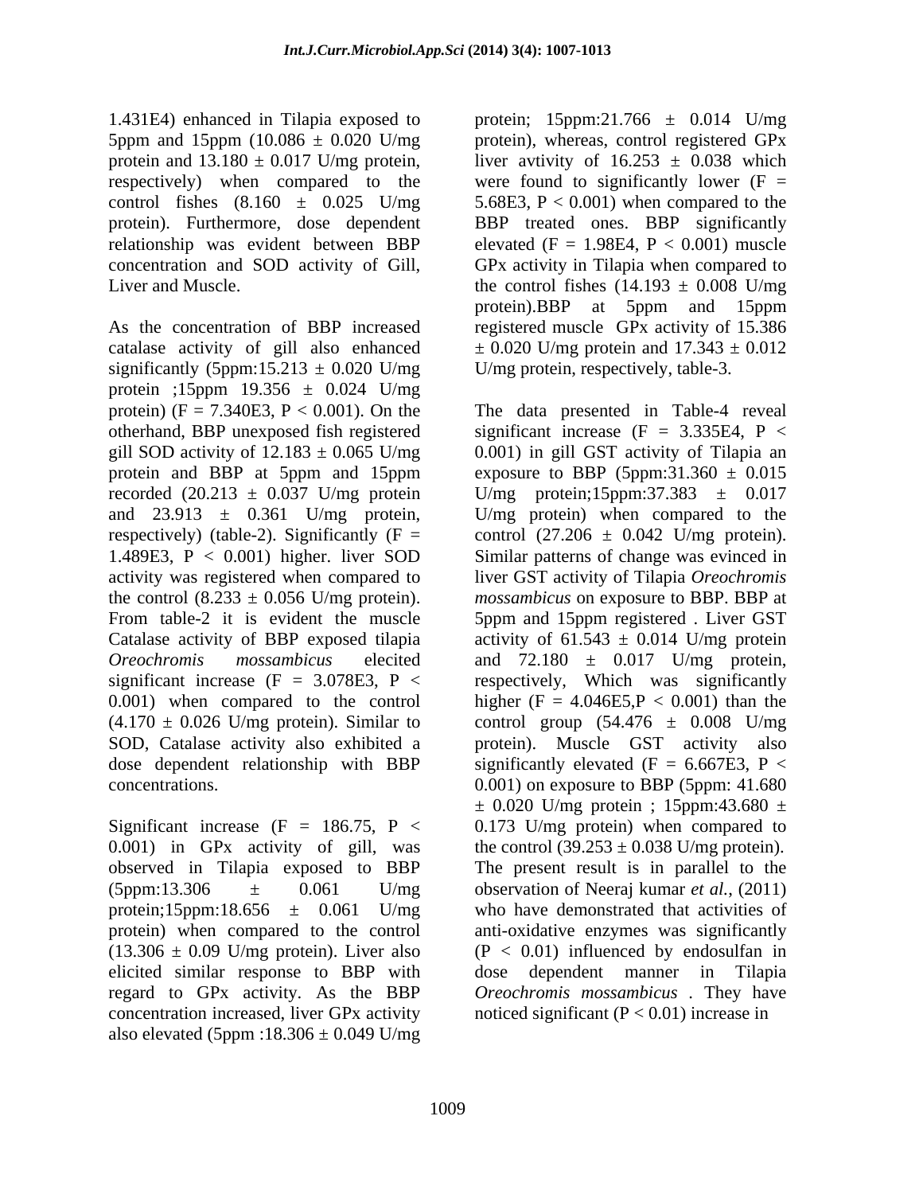1.431E4) enhanced in Tilapia exposed to 5ppm and 15ppm (10.086 ± 0.020 U/mg protein and 13.180 ± 0.017 U/mg protein, respectively) when compared to the control fishes (8.160 ± 0.025 U/mg protein). Furthermore, dose dependent relationship was evident between BBP concentration and SOD activity of Gill, Liver and Muscle.

As the concentration of BBP increased catalase activity of gill also enhanced significantly (5ppm:15.213 ± 0.020 U/mg protein ;15ppm 19.356 ± 0.024 U/mg protein) (F = 7.340E3, P < 0.001). On the otherhand, BBP unexposed fish registered gill SOD activity of 12.183 ± 0.065 U/mg protein and BBP at 5ppm and 15ppm recorded (20.213 ± 0.037 U/mg protein and 23.913 ± 0.361 U/mg protein, respectively) (table-2). Significantly (F = 1.489E3, P < 0.001) higher. liver SOD activity was registered when compared to the control (8.233 ± 0.056 U/mg protein). From table-2 it is evident the muscle Catalase activity of BBP exposed tilapia *Oreochromis mossambicus* elecited significant increase (F = 3.078E3, P < 0.001) when compared to the control (4.170 ± 0.026 U/mg protein). Similar to SOD, Catalase activity also exhibited a dose dependent relationship with BBP concentrations.

Significant increase (F = 186.75, P < 0.001) in GPx activity of gill, was observed in Tilapia exposed to BBP (5ppm:13.306 ± 0.061 U/mg protein;15ppm:18.656 ± 0.061 U/mg protein) when compared to the control (13.306 ± 0.09 U/mg protein). Liver also elicited similar response to BBP with regard to GPx activity. As the BBP concentration increased, liver GPx activity also elevated (5ppm :18.306 ± 0.049 U/mg protein; 15ppm:21.766 ± 0.014 U/mg protein), whereas, control registered GPx liver avtivity of 16.253 ± 0.038 which were found to significantly lower (F = 5.68E3, P < 0.001) when compared to the BBP treated ones. BBP significantly elevated (F = 1.98E4, P < 0.001) muscle GPx activity in Tilapia when compared to the control fishes (14.193 ± 0.008 U/mg protein).BBP at 5ppm and 15ppm registered muscle GPx activity of 15.386 ± 0.020 U/mg protein and 17.343 ± 0.012 U/mg protein, respectively, table-3.

The data presented in Table-4 reveal significant increase (F = 3.335E4, P < 0.001) in gill GST activity of Tilapia an exposure to BBP (5ppm:31.360 ± 0.015 U/mg protein;15ppm:37.383 ± 0.017 U/mg protein) when compared to the control (27.206 ± 0.042 U/mg protein). Similar patterns of change was evinced in liver GST activity of Tilapia *Oreochromis mossambicus* on exposure to BBP. BBP at 5ppm and 15ppm registered . Liver GST activity of 61.543 ± 0.014 U/mg protein and 72.180 ± 0.017 U/mg protein, respectively, Which was significantly higher (F = 4.046E5,P < 0.001) than the control group (54.476 ± 0.008 U/mg protein). Muscle GST activity also significantly elevated (F = 6.667E3, P < 0.001) on exposure to BBP (5ppm: 41.680 ± 0.020 U/mg protein ; 15ppm:43.680 ± 0.173 U/mg protein) when compared to the control (39.253 ± 0.038 U/mg protein). The present result is in parallel to the observation of Neeraj kumar *et al.*, (2011) who have demonstrated that activities of anti-oxidative enzymes was significantly (P < 0.01) influenced by endosulfan in dose dependent manner in Tilapia *Oreochromis mossambicus* . They have noticed significant (P < 0.01) increase in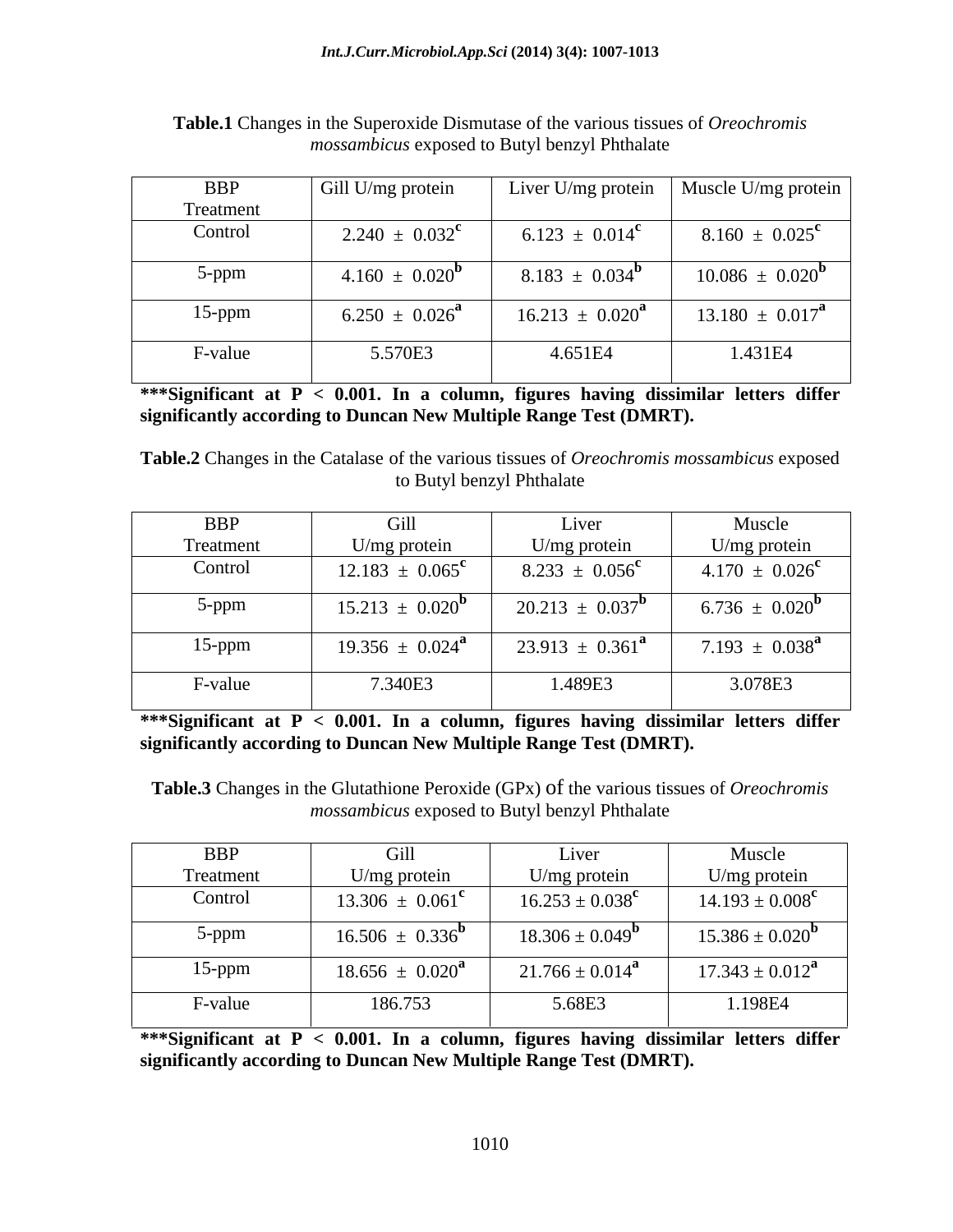**Table.1** Changes in the Superoxide Dismutase of the various tissues of *Oreochromis mossambicus* exposed to Butyl benzyl Phthalate

| BBP Treatment | Gill U/mg protein | Liver U/mg protein | Muscle U/mg protein |
|---|---|---|---|
| Control | $2.240 \pm 0.032^{c}$ | $6.123 \pm 0.014^{c}$ | $8.160 \pm 0.025^{c}$ |
| 5-ppm | $4.160 \pm 0.020^{b}$ | $8.183 \pm 0.034^{b}$ | $10.086 \pm 0.020^{b}$ |
| 15-ppm | $6.250 \pm 0.026^{a}$ | $16.213 \pm 0.020^{a}$ | $13.180 \pm 0.017^{a}$ |
| F-value | 5.570E3 | 4.651E4 | 1.431E4 |

**\*\*\*Significant at $P < 0.001$. In a column, figures having dissimilar letters differ significantly according to Duncan New Multiple Range Test (DMRT).**

**Table.2** Changes in the Catalase of the various tissues of *Oreochromis mossambicus* exposed to Butyl benzyl Phthalate

| BBP Treatment | Gill U/mg protein | Liver U/mg protein | Muscle U/mg protein |
|---|---|---|---|
| Control | $12.183 \pm 0.065^{c}$ | $8.233 \pm 0.056^{c}$ | $4.170 \pm 0.026^{c}$ |
| 5-ppm | $15.213 \pm 0.020^{b}$ | $20.213 \pm 0.037^{b}$ | $6.736 \pm 0.020^{b}$ |
| 15-ppm | $19.356 \pm 0.024^{a}$ | $23.913 \pm 0.361^{a}$ | $7.193 \pm 0.038^{a}$ |
| F-value | 7.340E3 | 1.489E3 | 3.078E3 |

**\*\*\*Significant at $P < 0.001$. In a column, figures having dissimilar letters differ significantly according to Duncan New Multiple Range Test (DMRT).**

**Table.3** Changes in the Glutathione Peroxide (GPx) of the various tissues of *Oreochromis mossambicus* exposed to Butyl benzyl Phthalate

| BBP Treatment | Gill U/mg protein | Liver U/mg protein | Muscle U/mg protein |
|---|---|---|---|
| Control | $13.306 \pm 0.061^{c}$ | $16.253 \pm 0.038^{c}$ | $14.193 \pm 0.008^{c}$ |
| 5-ppm | $16.506 \pm 0.336^{b}$ | $18.306 \pm 0.049^{b}$ | $15.386 \pm 0.020^{b}$ |
| 15-ppm | $18.656 \pm 0.020^{a}$ | $21.766 \pm 0.014^{a}$ | $17.343 \pm 0.012^{a}$ |
| F-value | 186.753 | 5.68E3 | 1.198E4 |

**\*\*\*Significant at $P < 0.001$. In a column, figures having dissimilar letters differ significantly according to Duncan New Multiple Range Test (DMRT).**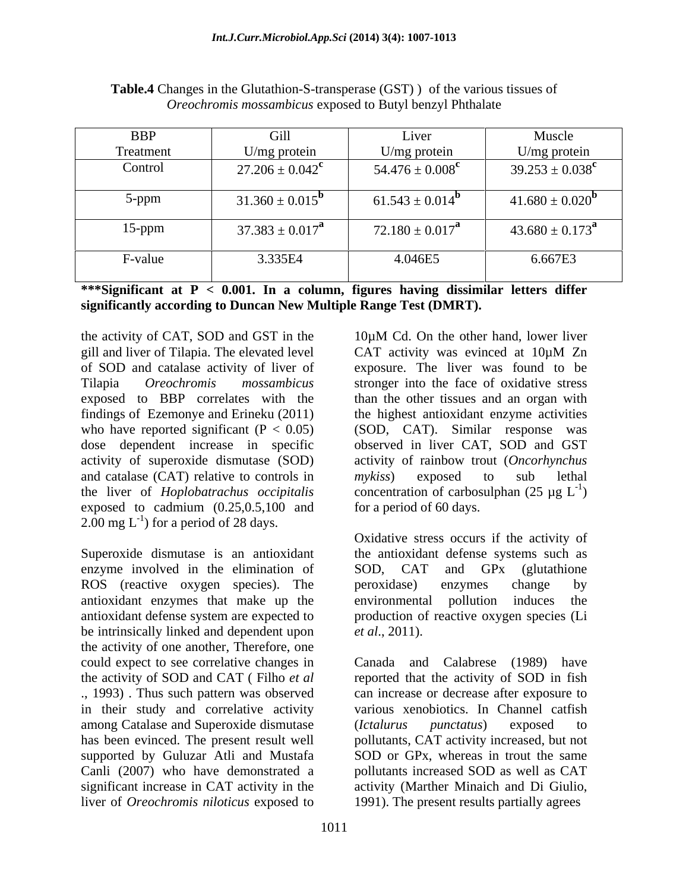**Table.4** Changes in the Glutathion-S-transperase (GST) ) of the various tissues of *Oreochromis mossambicus* exposed to Butyl benzyl Phthalate

| BBP Treatment | Gill U/mg protein | Liver U/mg protein | Muscle U/mg protein |
|---|---|---|---|
| Control | $27.206 \pm 0.042^{c}$ | $54.476 \pm 0.008^{c}$ | $39.253 \pm 0.038^{c}$ |
| 5-ppm | $31.360 \pm 0.015^{b}$ | $61.543 \pm 0.014^{b}$ | $41.680 \pm 0.020^{b}$ |
| 15-ppm | $37.383 \pm 0.017^{a}$ | $72.180 \pm 0.017^{a}$ | $43.680 \pm 0.173^{a}$ |
| F-value | 3.335E4 | 4.046E5 | 6.667E3 |

**\*\*\*Significant at P < 0.001. In a column, figures having dissimilar letters differ significantly according to Duncan New Multiple Range Test (DMRT).**

the activity of CAT, SOD and GST in the gill and liver of Tilapia. The elevated level of SOD and catalase activity of liver of Tilapia *Oreochromis mossambicus* exposed to BBP correlates with the findings of Ezemonye and Erineku (2011) who have reported significant ($P < 0.05$) dose dependent increase in specific activity of superoxide dismutase (SOD) and catalase (CAT) relative to controls in the liver of *Hoplobatrachus occipitalis* exposed to cadmium (0.25,0.5,100 and 2.00 mg $L^{-1}$) for a period of 28 days.

Superoxide dismutase is an antioxidant enzyme involved in the elimination of ROS (reactive oxygen species). The antioxidant enzymes that make up the antioxidant defense system are expected to be intrinsically linked and dependent upon the activity of one another, Therefore, one could expect to see correlative changes in the activity of SOD and CAT ( Filho *et al* ., 1993) . Thus such pattern was observed in their study and correlative activity among Catalase and Superoxide dismutase has been evinced. The present result well supported by Guluzar Atli and Mustafa Canli (2007) who have demonstrated a significant increase in CAT activity in the liver of *Oreochromis niloticus* exposed to 10µM Cd. On the other hand, lower liver CAT activity was evinced at 10µM Zn exposure. The liver was found to be stronger into the face of oxidative stress than the other tissues and an organ with the highest antioxidant enzyme activities (SOD, CAT). Similar response was observed in liver CAT, SOD and GST activity of rainbow trout (*Oncorhynchus mykiss*) exposed to sub lethal concentration of carbosulphan (25 µg $L^{-1}$) for a period of 60 days.

Oxidative stress occurs if the activity of the antioxidant defense systems such as SOD, CAT and GPx (glutathione peroxidase) enzymes change by environmental pollution induces the production of reactive oxygen species (Li *et al*., 2011).

Canada and Calabrese (1989) have reported that the activity of SOD in fish can increase or decrease after exposure to various xenobiotics. In Channel catfish (*Ictalurus punctatus*) exposed to pollutants, CAT activity increased, but not SOD or GPx, whereas in trout the same pollutants increased SOD as well as CAT activity (Marther Minaich and Di Giulio, 1991). The present results partially agrees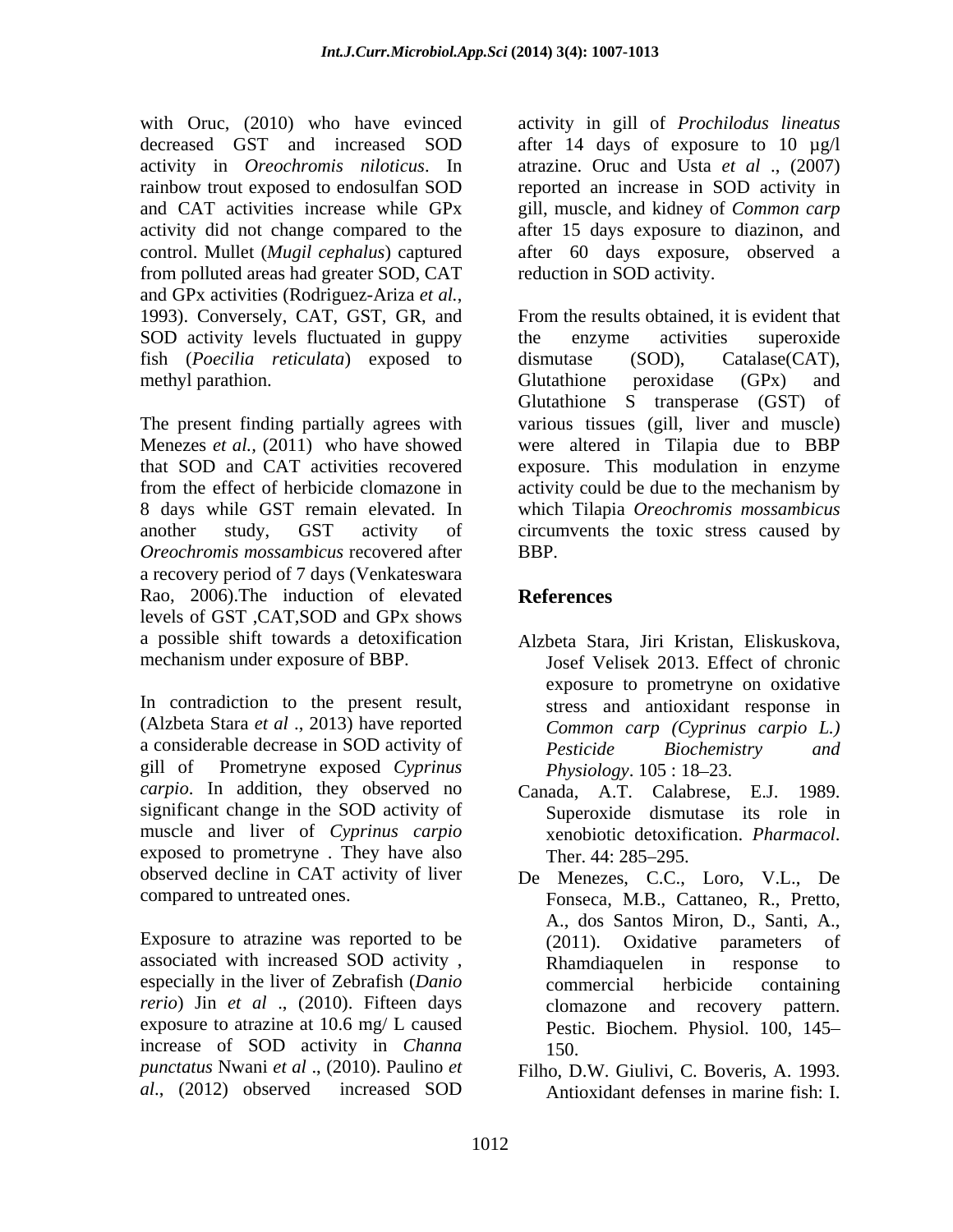with Oruc, (2010) who have evinced decreased GST and increased SOD activity in *Oreochromis niloticus*. In rainbow trout exposed to endosulfan SOD and CAT activities increase while GPx activity did not change compared to the control. Mullet (*Mugil cephalus*) captured from polluted areas had greater SOD, CAT and GPx activities (Rodriguez-Ariza *et al.*, 1993). Conversely, CAT, GST, GR, and SOD activity levels fluctuated in guppy fish (*Poecilia reticulata*) exposed to methyl parathion.

The present finding partially agrees with Menezes *et al.,* (2011) who have showed that SOD and CAT activities recovered from the effect of herbicide clomazone in 8 days while GST remain elevated. In another study, GST activity of *Oreochromis mossambicus* recovered after a recovery period of 7 days (Venkateswara Rao, 2006).The induction of elevated levels of GST ,CAT,SOD and GPx shows a possible shift towards a detoxification mechanism under exposure of BBP.

In contradiction to the present result, (Alzbeta Stara *et al* ., 2013) have reported a considerable decrease in SOD activity of gill of Prometryne exposed *Cyprinus carpio*. In addition, they observed no significant change in the SOD activity of muscle and liver of *Cyprinus carpio* exposed to prometryne . They have also observed decline in CAT activity of liver compared to untreated ones.

Exposure to atrazine was reported to be associated with increased SOD activity , especially in the liver of Zebrafish (*Danio rerio*) Jin *et al* ., (2010). Fifteen days exposure to atrazine at 10.6 mg/ L caused increase of SOD activity in *Channa punctatus* Nwani *et al* ., (2010). Paulino *et al.*, (2012) observed increased SOD activity in gill of *Prochilodus lineatus* after 14 days of exposure to 10 µg/l atrazine. Oruc and Usta *et al* ., (2007) reported an increase in SOD activity in gill, muscle, and kidney of *Common carp* after 15 days exposure to diazinon, and after 60 days exposure, observed a reduction in SOD activity.

From the results obtained, it is evident that the enzyme activities superoxide dismutase (SOD), Catalase(CAT), Glutathione peroxidase (GPx) and Glutathione S transperase (GST) of various tissues (gill, liver and muscle) were altered in Tilapia due to BBP exposure. This modulation in enzyme activity could be due to the mechanism by which Tilapia *Oreochromis mossambicus* circumvents the toxic stress caused by BBP.

## References

Alzbeta Stara, Jiri Kristan, Eliskuskova, Josef Velisek 2013. Effect of chronic exposure to prometryne on oxidative stress and antioxidant response in *Common carp (Cyprinus carpio L.) Pesticide Biochemistry and Physiology*. 105 : 18–23.

Canada, A.T. Calabrese, E.J. 1989. Superoxide dismutase its role in xenobiotic detoxification. *Pharmacol*. Ther. 44: 285–295.

De Menezes, C.C., Loro, V.L., De Fonseca, M.B., Cattaneo, R., Pretto, A., dos Santos Miron, D., Santi, A., (2011). Oxidative parameters of Rhamdiaquelen in response to commercial herbicide containing clomazone and recovery pattern. Pestic. Biochem. Physiol. 100, 145–150.

Filho, D.W. Giulivi, C. Boveris, A. 1993. Antioxidant defenses in marine fish: I.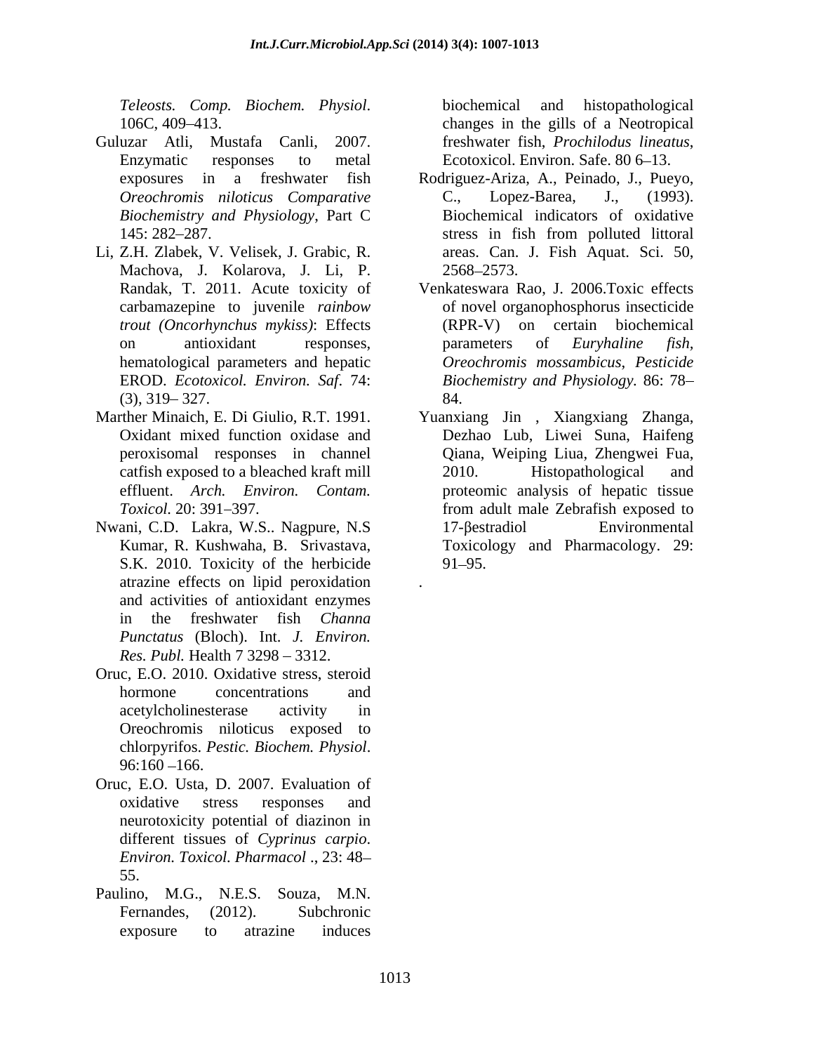Teleosts. *Comp. Biochem. Physiol*. 106C, 409–413.

Guluzar Atli, Mustafa Canli, 2007. Enzymatic responses to metal exposures in a freshwater fish *Oreochromis niloticus Comparative Biochemistry and Physiology*, Part C 145: 282–287.

Li, Z.H. Zlabek, V. Velisek, J. Grabic, R. Machova, J. Kolarova, J. Li, P. Randak, T. 2011. Acute toxicity of carbamazepine to juvenile *rainbow trout (Oncorhynchus mykiss)*: Effects on antioxidant responses, hematological parameters and hepatic EROD. *Ecotoxicol. Environ. Saf*. 74: (3), 319– 327.

Marther Minaich, E. Di Giulio, R.T. 1991. Oxidant mixed function oxidase and peroxisomal responses in channel catfish exposed to a bleached kraft mill effluent. *Arch. Environ. Contam. Toxicol.* 20: 391–397.

Nwani, C.D. Lakra, W.S.. Nagpure, N.S Kumar, R. Kushwaha, B. Srivastava, S.K. 2010. Toxicity of the herbicide atrazine effects on lipid peroxidation and activities of antioxidant enzymes in the freshwater fish *Channa Punctatus* (Bloch). Int. *J. Environ. Res. Publ.* Health 7 3298 – 3312.

Oruc, E.O. 2010. Oxidative stress, steroid hormone concentrations and acetylcholinesterase activity in Oreochromis niloticus exposed to chlorpyrifos. *Pestic. Biochem. Physiol*. 96:160 –166.

Oruc, E.O. Usta, D. 2007. Evaluation of oxidative stress responses and neurotoxicity potential of diazinon in different tissues of *Cyprinus carpio*. *Environ. Toxicol. Pharmacol* ., 23: 48–55.

Paulino, M.G., N.E.S. Souza, M.N. Fernandes, (2012). Subchronic exposure to atrazine induces biochemical and histopathological changes in the gills of a Neotropical freshwater fish, *Prochilodus lineatus*, Ecotoxicol. Environ. Safe. 80 6–13.

Rodriguez-Ariza, A., Peinado, J., Pueyo, C., Lopez-Barea, J., (1993). Biochemical indicators of oxidative stress in fish from polluted littoral areas. Can. J. Fish Aquat. Sci. 50, 2568–2573.

Venkateswara Rao, J. 2006.Toxic effects of novel organophosphorus insecticide (RPR-V) on certain biochemical parameters of *Euryhaline fish*, *Oreochromis mossambicus*, *Pesticide Biochemistry and Physiology*. 86: 78–84.

Yuanxiang Jin , Xiangxiang Zhanga, Dezhao Lub, Liwei Suna, Haifeng Qiana, Weiping Liua, Zhengwei Fua, 2010. Histopathological and proteomic analysis of hepatic tissue from adult male Zebrafish exposed to 17-βestradiol Environmental Toxicology and Pharmacology. 29: 91–95.

.